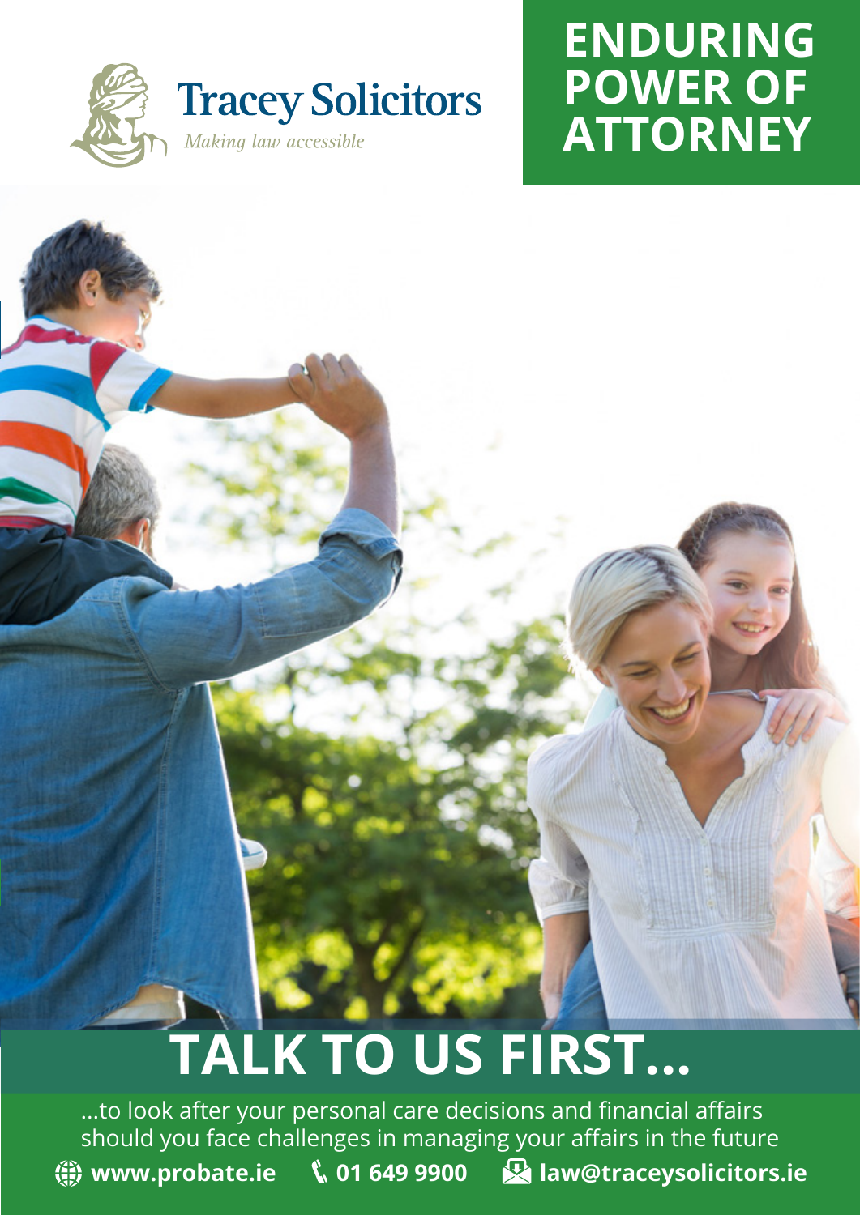Tracey Solicitors

*Making law accessible*

# ENDURING POWER OF ATTORNEY

## TALK TO US FIRST...

...to look after your personal care decisions and financial affairs should you face challenges in managing your affairs in the future

**www.probate.ie** **01 649 9900** **law@traceysolicitors.ie**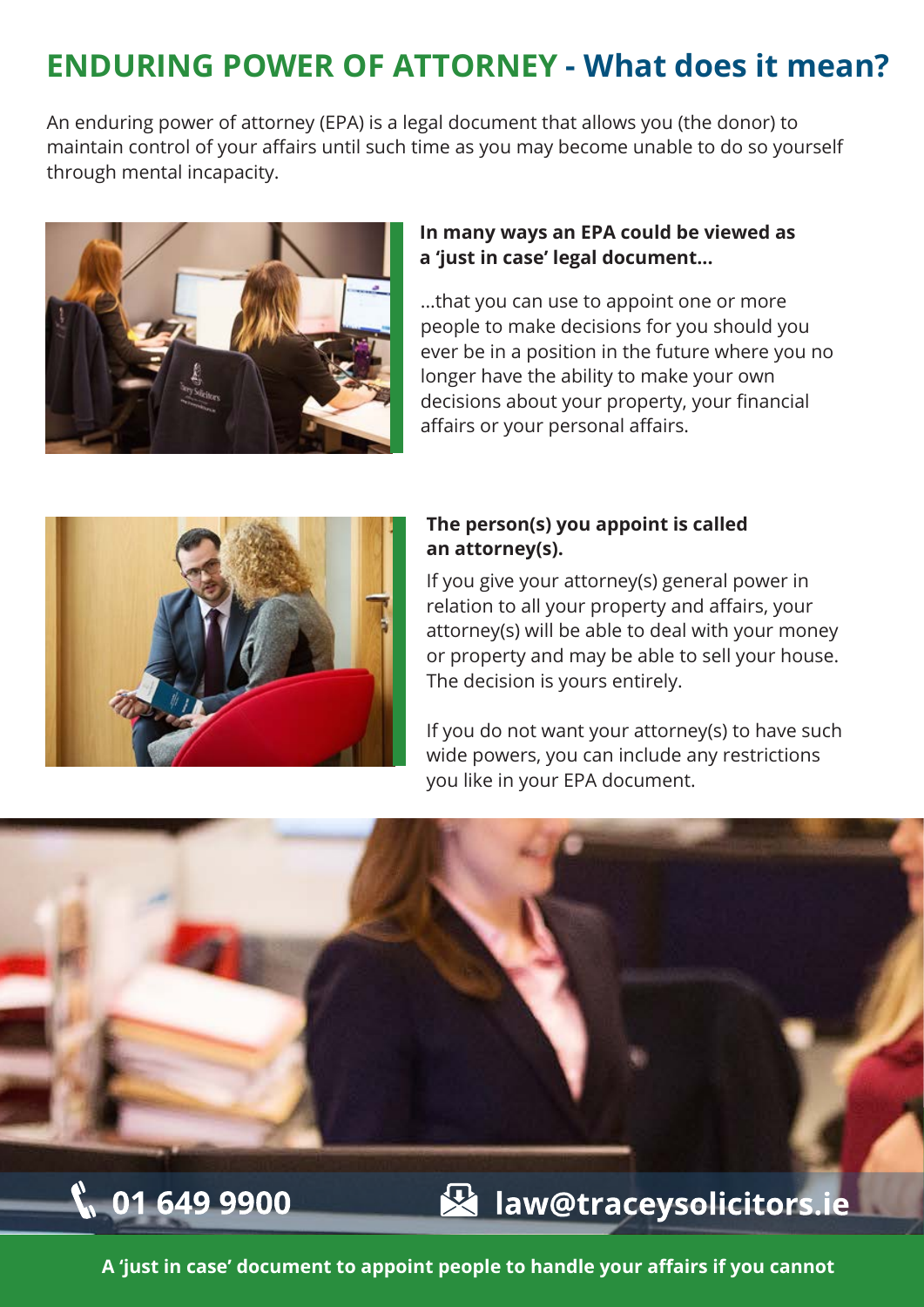# ENDURING POWER OF ATTORNEY - What does it mean?

An enduring power of attorney (EPA) is a legal document that allows you (the donor) to maintain control of your affairs until such time as you may become unable to do so yourself through mental incapacity.

**In many ways an EPA could be viewed as a 'just in case' legal document...**

...that you can use to appoint one or more people to make decisions for you should you ever be in a position in the future where you no longer have the ability to make your own decisions about your property, your financial affairs or your personal affairs.

**The person(s) you appoint is called an attorney(s).**

If you give your attorney(s) general power in relation to all your property and affairs, your attorney(s) will be able to deal with your money or property and may be able to sell your house. The decision is yours entirely.

If you do not want your attorney(s) to have such wide powers, you can include any restrictions you like in your EPA document.

01 649 9900

law@traceysolicitors.ie

**A 'just in case' document to appoint people to handle your affairs if you cannot**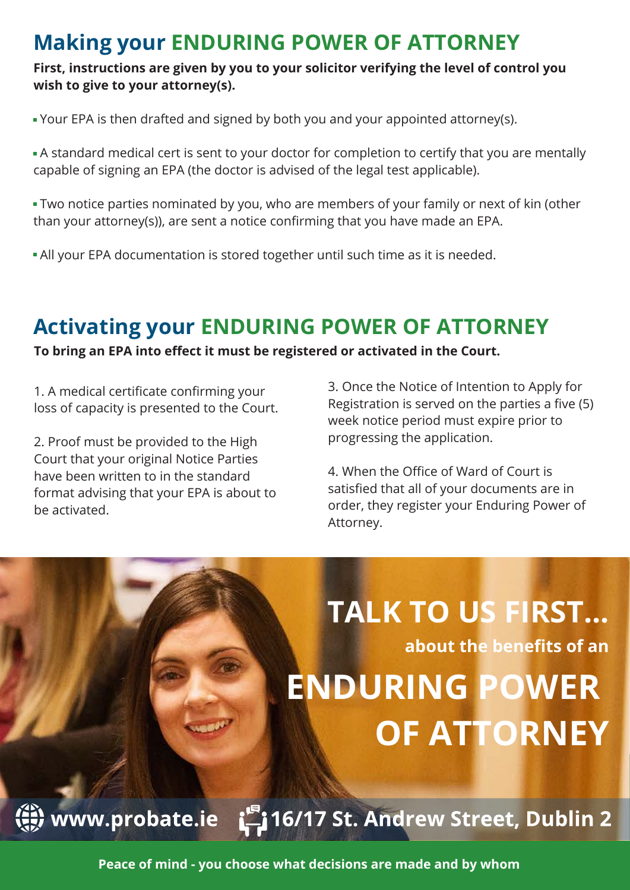## Making your ENDURING POWER OF ATTORNEY

**First, instructions are given by you to your solicitor verifying the level of control you wish to give to your attorney(s).**

- Your EPA is then drafted and signed by both you and your appointed attorney(s).
- A standard medical cert is sent to your doctor for completion to certify that you are mentally capable of signing an EPA (the doctor is advised of the legal test applicable).
- Two notice parties nominated by you, who are members of your family or next of kin (other than your attorney(s)), are sent a notice confirming that you have made an EPA.
- All your EPA documentation is stored together until such time as it is needed.

## Activating your ENDURING POWER OF ATTORNEY

**To bring an EPA into effect it must be registered or activated in the Court.**

1. A medical certificate confirming your loss of capacity is presented to the Court.

2. Proof must be provided to the High Court that your original Notice Parties have been written to in the standard format advising that your EPA is about to be activated.

3. Once the Notice of Intention to Apply for Registration is served on the parties a five (5) week notice period must expire prior to progressing the application.

4. When the Office of Ward of Court is satisfied that all of your documents are in order, they register your Enduring Power of Attorney.

# TALK TO US FIRST...

**about the benefits of an**

# ENDURING POWER OF ATTORNEY

**www.probate.ie** **16/17 St. Andrew Street, Dublin 2**

**Peace of mind - you choose what decisions are made and by whom**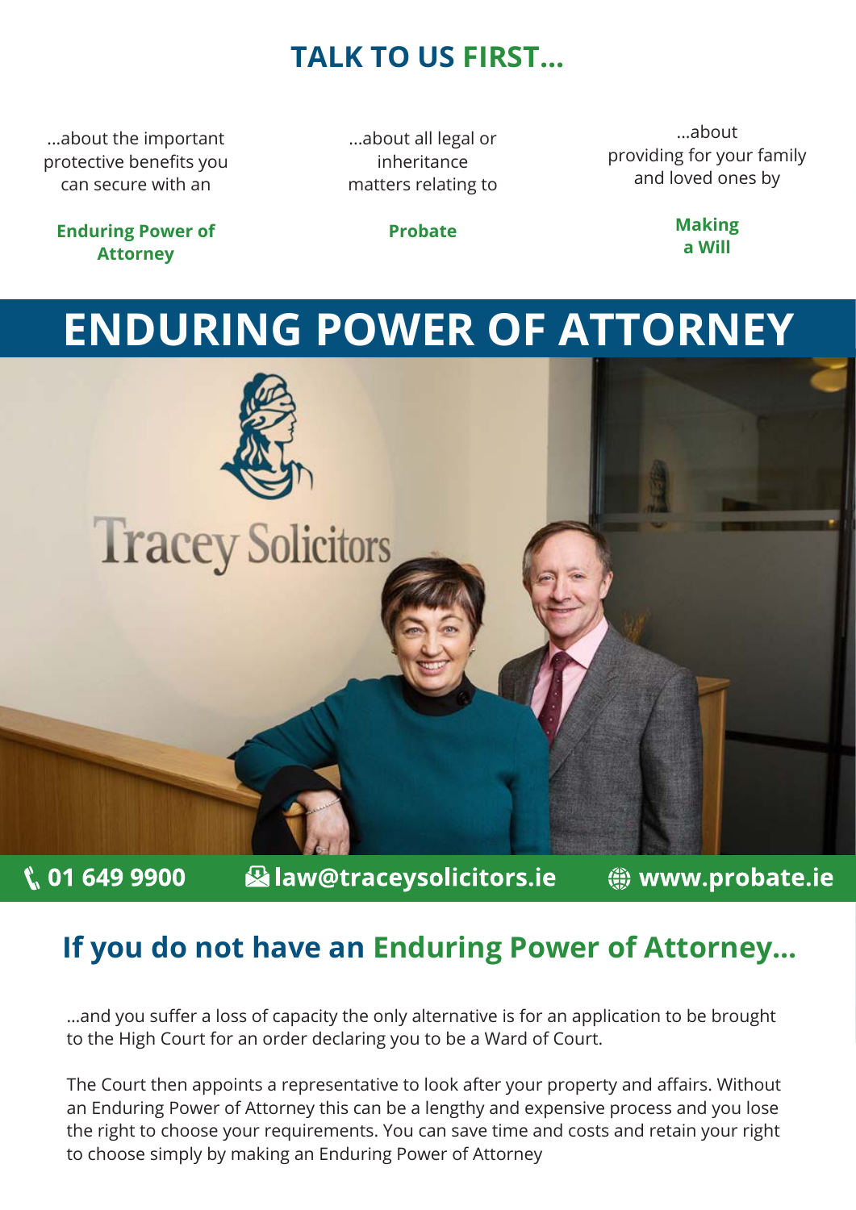## TALK TO US FIRST...

...about the important protective benefits you can secure with an

**Enduring Power of Attorney**

...about all legal or inheritance matters relating to

**Probate**

...about providing for your family and loved ones by

**Making a Will**

# ENDURING POWER OF ATTORNEY

Tracey Solicitors

01 649 9900 law@traceysolicitors.ie www.probate.ie

## If you do not have an Enduring Power of Attorney...

...and you suffer a loss of capacity the only alternative is for an application to be brought to the High Court for an order declaring you to be a Ward of Court.

The Court then appoints a representative to look after your property and affairs. Without an Enduring Power of Attorney this can be a lengthy and expensive process and you lose the right to choose your requirements. You can save time and costs and retain your right to choose simply by making an Enduring Power of Attorney